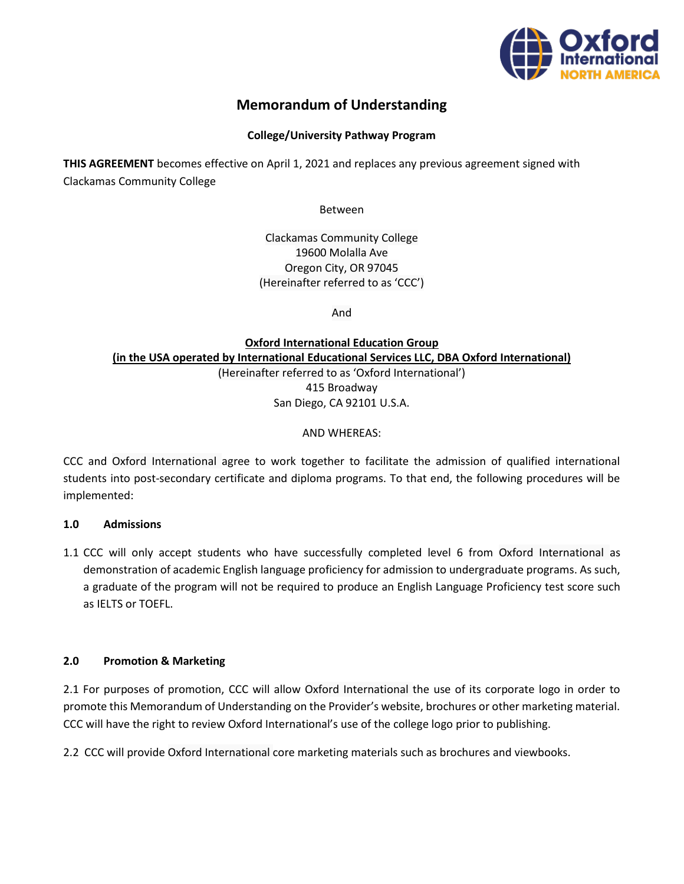# Memorandum of Understanding

**College/University Pathway Program**

**THIS AGREEMENT** becomes effective on April 1, 2021 and replaces any previous agreement signed with Clackamas Community College

Between

Clackamas Community College
19600 Molalla Ave
Oregon City, OR 97045
(Hereinafter referred to as 'CCC')

And

**Oxford International Education Group**
**(in the USA operated by International Educational Services LLC, DBA Oxford International)**
(Hereinafter referred to as 'Oxford International')
415 Broadway
San Diego, CA 92101 U.S.A.

AND WHEREAS:

CCC and Oxford International agree to work together to facilitate the admission of qualified international students into post-secondary certificate and diploma programs. To that end, the following procedures will be implemented:

### 1.0 Admissions

1.1 CCC will only accept students who have successfully completed level 6 from Oxford International as demonstration of academic English language proficiency for admission to undergraduate programs. As such, a graduate of the program will not be required to produce an English Language Proficiency test score such as IELTS or TOEFL.

### 2.0 Promotion & Marketing

2.1 For purposes of promotion, CCC will allow Oxford International the use of its corporate logo in order to promote this Memorandum of Understanding on the Provider's website, brochures or other marketing material. CCC will have the right to review Oxford International's use of the college logo prior to publishing.

2.2 CCC will provide Oxford International core marketing materials such as brochures and viewbooks.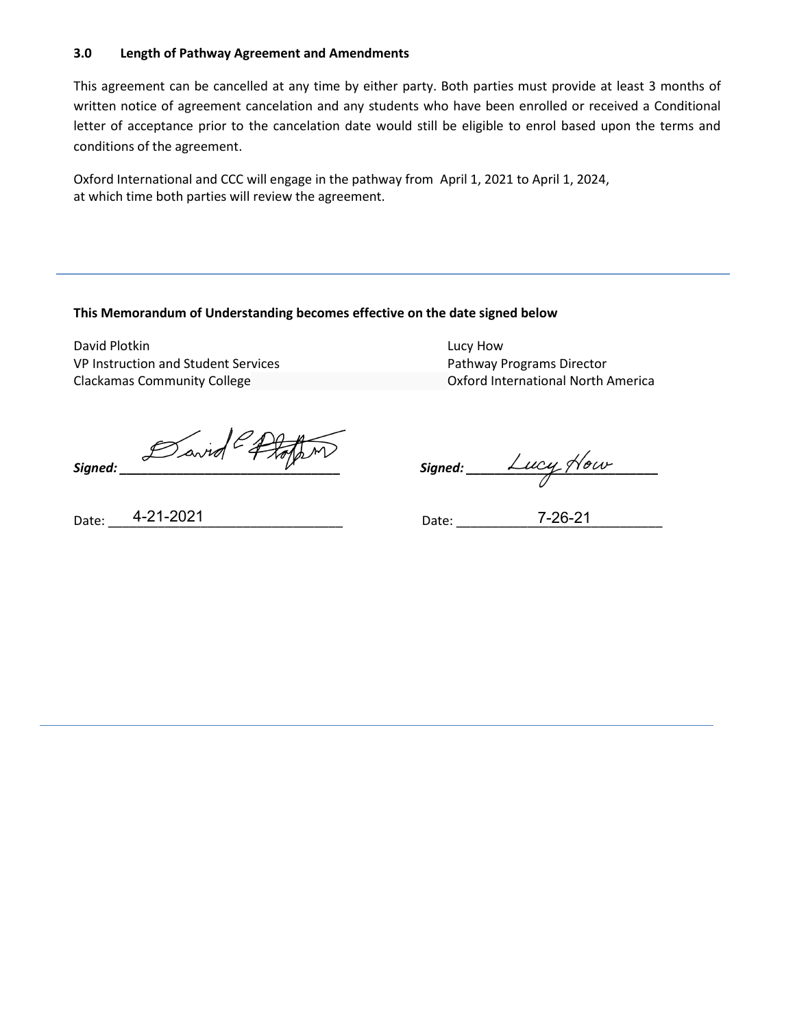### 3.0 Length of Pathway Agreement and Amendments

This agreement can be cancelled at any time by either party. Both parties must provide at least 3 months of written notice of agreement cancelation and any students who have been enrolled or received a Conditional letter of acceptance prior to the cancelation date would still be eligible to enrol based upon the terms and conditions of the agreement.

Oxford International and CCC will engage in the pathway from April 1, 2021 to April 1, 2024, at which time both parties will review the agreement.

---

**This Memorandum of Understanding becomes effective on the date signed below**

David Plotkin
VP Instruction and Student Services
Clackamas Community College

***Signed:*** David C Plotkin

Date: 4-21-2021

Lucy How
Pathway Programs Director
Oxford International North America

***Signed:*** Lucy How

Date: 7-26-21